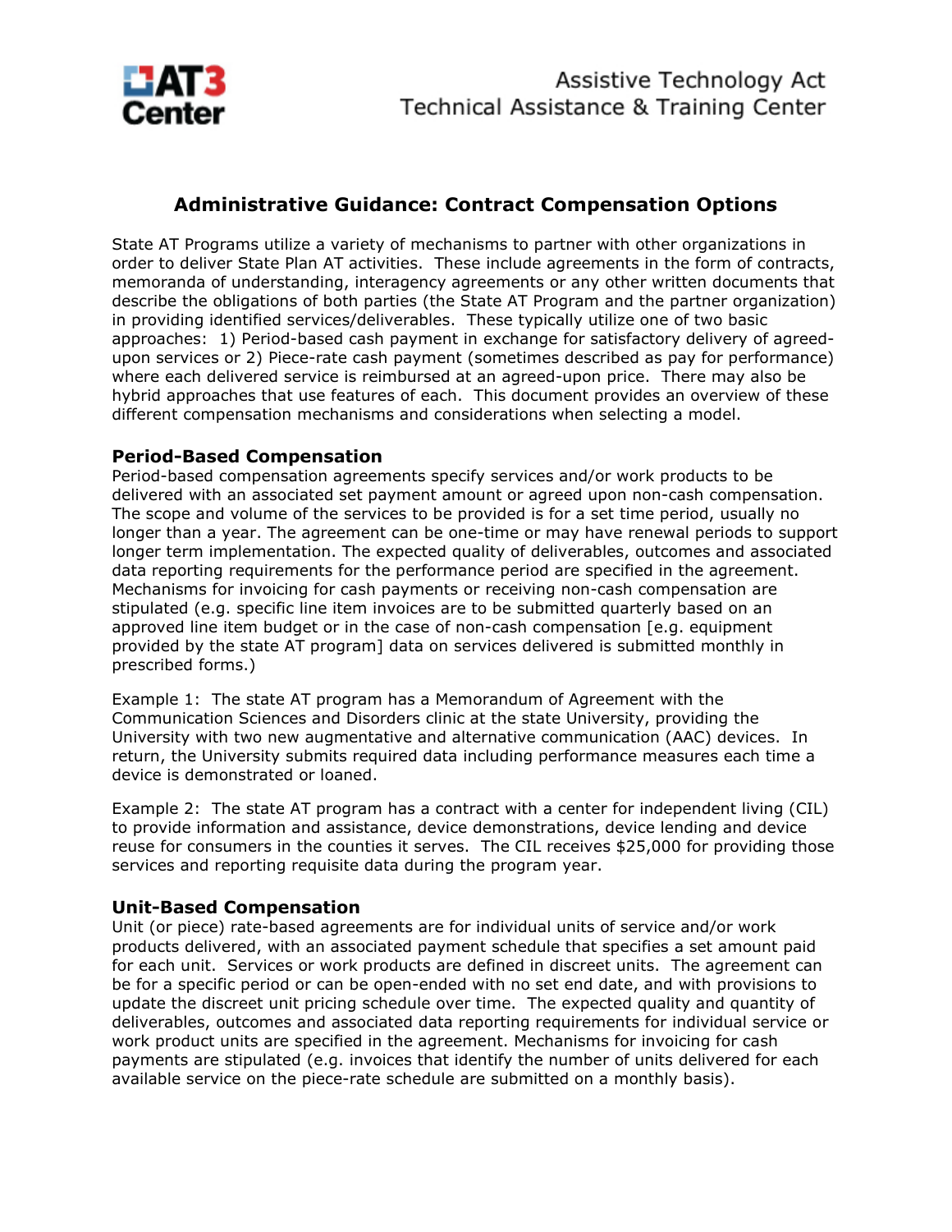# Administrative Guidance: Contract Compensation Options

State AT Programs utilize a variety of mechanisms to partner with other organizations in order to deliver State Plan AT activities. These include agreements in the form of contracts, memoranda of understanding, interagency agreements or any other written documents that describe the obligations of both parties (the State AT Program and the partner organization) in providing identified services/deliverables. These typically utilize one of two basic approaches: 1) Period-based cash payment in exchange for satisfactory delivery of agreed-upon services or 2) Piece-rate cash payment (sometimes described as pay for performance) where each delivered service is reimbursed at an agreed-upon price. There may also be hybrid approaches that use features of each. This document provides an overview of these different compensation mechanisms and considerations when selecting a model.

## Period-Based Compensation

Period-based compensation agreements specify services and/or work products to be delivered with an associated set payment amount or agreed upon non-cash compensation. The scope and volume of the services to be provided is for a set time period, usually no longer than a year. The agreement can be one-time or may have renewal periods to support longer term implementation. The expected quality of deliverables, outcomes and associated data reporting requirements for the performance period are specified in the agreement. Mechanisms for invoicing for cash payments or receiving non-cash compensation are stipulated (e.g. specific line item invoices are to be submitted quarterly based on an approved line item budget or in the case of non-cash compensation [e.g. equipment provided by the state AT program] data on services delivered is submitted monthly in prescribed forms.)

Example 1: The state AT program has a Memorandum of Agreement with the Communication Sciences and Disorders clinic at the state University, providing the University with two new augmentative and alternative communication (AAC) devices. In return, the University submits required data including performance measures each time a device is demonstrated or loaned.

Example 2: The state AT program has a contract with a center for independent living (CIL) to provide information and assistance, device demonstrations, device lending and device reuse for consumers in the counties it serves. The CIL receives $25,000 for providing those services and reporting requisite data during the program year.

## Unit-Based Compensation

Unit (or piece) rate-based agreements are for individual units of service and/or work products delivered, with an associated payment schedule that specifies a set amount paid for each unit. Services or work products are defined in discreet units. The agreement can be for a specific period or can be open-ended with no set end date, and with provisions to update the discreet unit pricing schedule over time. The expected quality and quantity of deliverables, outcomes and associated data reporting requirements for individual service or work product units are specified in the agreement. Mechanisms for invoicing for cash payments are stipulated (e.g. invoices that identify the number of units delivered for each available service on the piece-rate schedule are submitted on a monthly basis).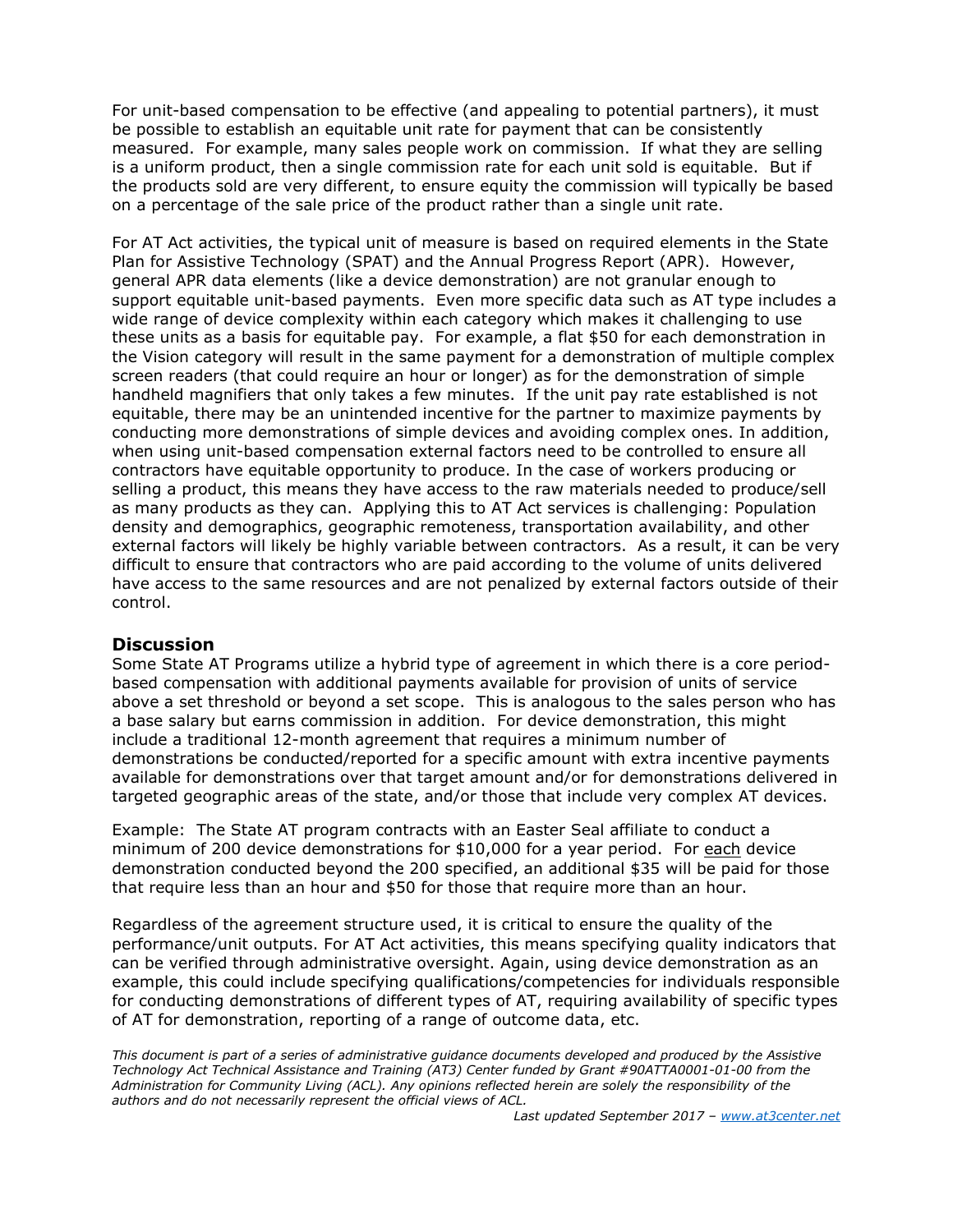For unit-based compensation to be effective (and appealing to potential partners), it must be possible to establish an equitable unit rate for payment that can be consistently measured. For example, many sales people work on commission. If what they are selling is a uniform product, then a single commission rate for each unit sold is equitable. But if the products sold are very different, to ensure equity the commission will typically be based on a percentage of the sale price of the product rather than a single unit rate.

For AT Act activities, the typical unit of measure is based on required elements in the State Plan for Assistive Technology (SPAT) and the Annual Progress Report (APR). However, general APR data elements (like a device demonstration) are not granular enough to support equitable unit-based payments. Even more specific data such as AT type includes a wide range of device complexity within each category which makes it challenging to use these units as a basis for equitable pay. For example, a flat $50 for each demonstration in the Vision category will result in the same payment for a demonstration of multiple complex screen readers (that could require an hour or longer) as for the demonstration of simple handheld magnifiers that only takes a few minutes. If the unit pay rate established is not equitable, there may be an unintended incentive for the partner to maximize payments by conducting more demonstrations of simple devices and avoiding complex ones. In addition, when using unit-based compensation external factors need to be controlled to ensure all contractors have equitable opportunity to produce. In the case of workers producing or selling a product, this means they have access to the raw materials needed to produce/sell as many products as they can. Applying this to AT Act services is challenging: Population density and demographics, geographic remoteness, transportation availability, and other external factors will likely be highly variable between contractors. As a result, it can be very difficult to ensure that contractors who are paid according to the volume of units delivered have access to the same resources and are not penalized by external factors outside of their control.

## Discussion

Some State AT Programs utilize a hybrid type of agreement in which there is a core period-based compensation with additional payments available for provision of units of service above a set threshold or beyond a set scope. This is analogous to the sales person who has a base salary but earns commission in addition. For device demonstration, this might include a traditional 12-month agreement that requires a minimum number of demonstrations be conducted/reported for a specific amount with extra incentive payments available for demonstrations over that target amount and/or for demonstrations delivered in targeted geographic areas of the state, and/or those that include very complex AT devices.

Example: The State AT program contracts with an Easter Seal affiliate to conduct a minimum of 200 device demonstrations for $10,000 for a year period. For each device demonstration conducted beyond the 200 specified, an additional $35 will be paid for those that require less than an hour and $50 for those that require more than an hour.

Regardless of the agreement structure used, it is critical to ensure the quality of the performance/unit outputs. For AT Act activities, this means specifying quality indicators that can be verified through administrative oversight. Again, using device demonstration as an example, this could include specifying qualifications/competencies for individuals responsible for conducting demonstrations of different types of AT, requiring availability of specific types of AT for demonstration, reporting of a range of outcome data, etc.

*This document is part of a series of administrative guidance documents developed and produced by the Assistive Technology Act Technical Assistance and Training (AT3) Center funded by Grant #90ATTA0001-01-00 from the Administration for Community Living (ACL). Any opinions reflected herein are solely the responsibility of the authors and do not necessarily represent the official views of ACL.*

*Last updated September 2017 – www.at3center.net*